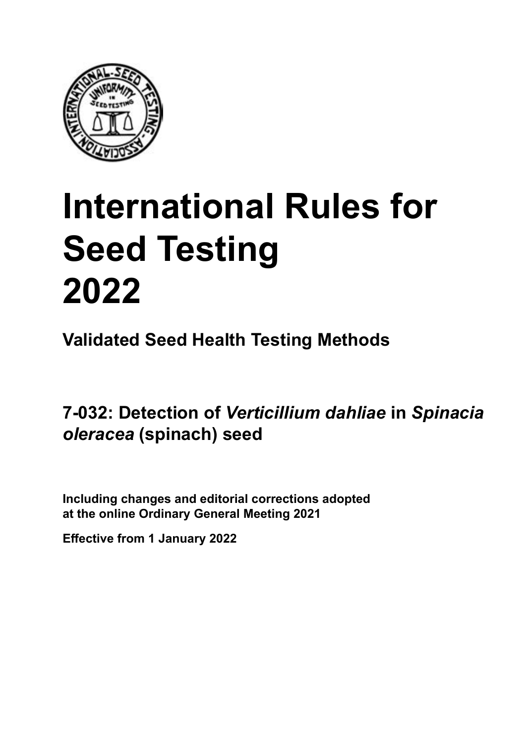# International Rules for Seed Testing 2022

## Validated Seed Health Testing Methods

## 7-032: Detection of *Verticillium dahliae* in *Spinacia oleracea* (spinach) seed

**Including changes and editorial corrections adopted at the online Ordinary General Meeting 2021**

**Effective from 1 January 2022**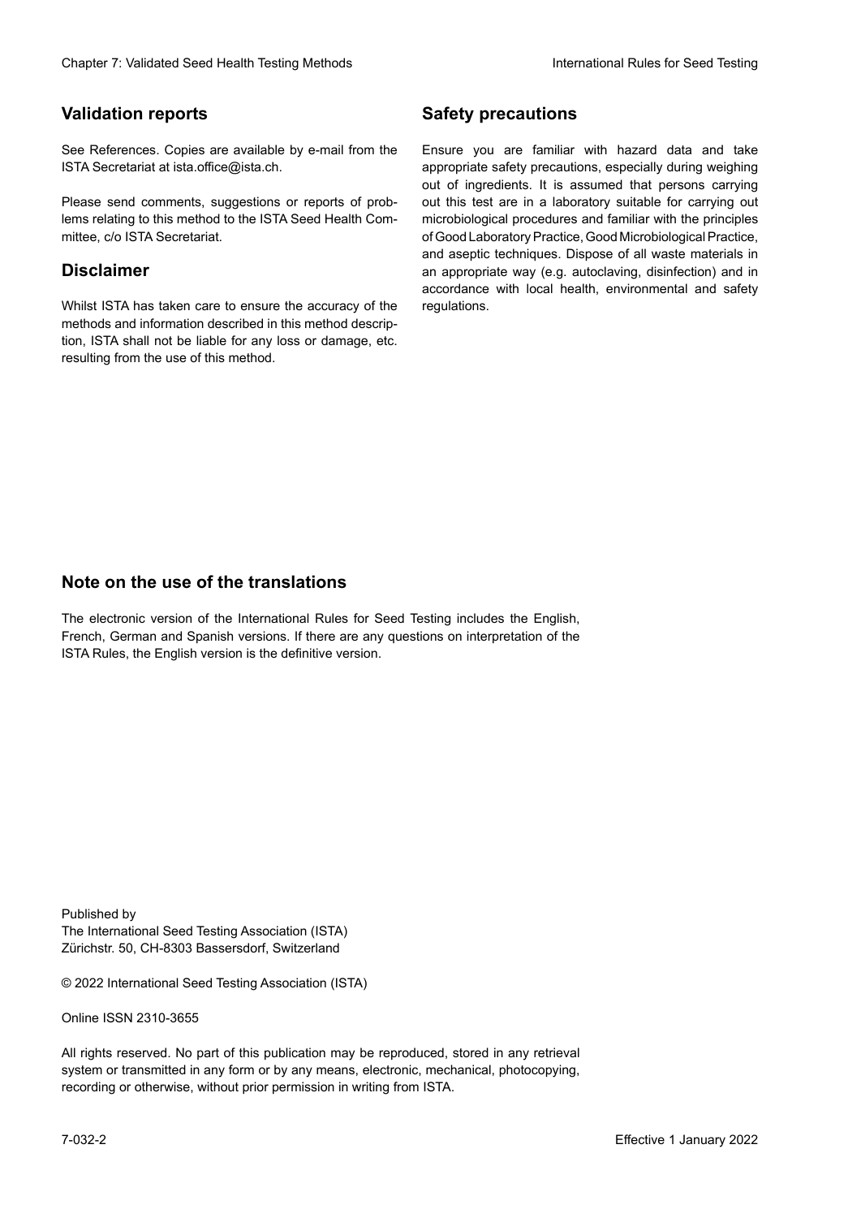## Validation reports

See References. Copies are available by e-mail from the ISTA Secretariat at ista.office@ista.ch.

Please send comments, suggestions or reports of problems relating to this method to the ISTA Seed Health Committee, c/o ISTA Secretariat.

## Disclaimer

Whilst ISTA has taken care to ensure the accuracy of the methods and information described in this method description, ISTA shall not be liable for any loss or damage, etc. resulting from the use of this method.

## Safety precautions

Ensure you are familiar with hazard data and take appropriate safety precautions, especially during weighing out of ingredients. It is assumed that persons carrying out this test are in a laboratory suitable for carrying out microbiological procedures and familiar with the principles of Good Laboratory Practice, Good Microbiological Practice, and aseptic techniques. Dispose of all waste materials in an appropriate way (e.g. autoclaving, disinfection) and in accordance with local health, environmental and safety regulations.

## Note on the use of the translations

The electronic version of the International Rules for Seed Testing includes the English, French, German and Spanish versions. If there are any questions on interpretation of the ISTA Rules, the English version is the definitive version.

Published by
The International Seed Testing Association (ISTA)
Zürichstr. 50, CH-8303 Bassersdorf, Switzerland

© 2022 International Seed Testing Association (ISTA)

Online ISSN 2310-3655

All rights reserved. No part of this publication may be reproduced, stored in any retrieval system or transmitted in any form or by any means, electronic, mechanical, photocopying, recording or otherwise, without prior permission in writing from ISTA.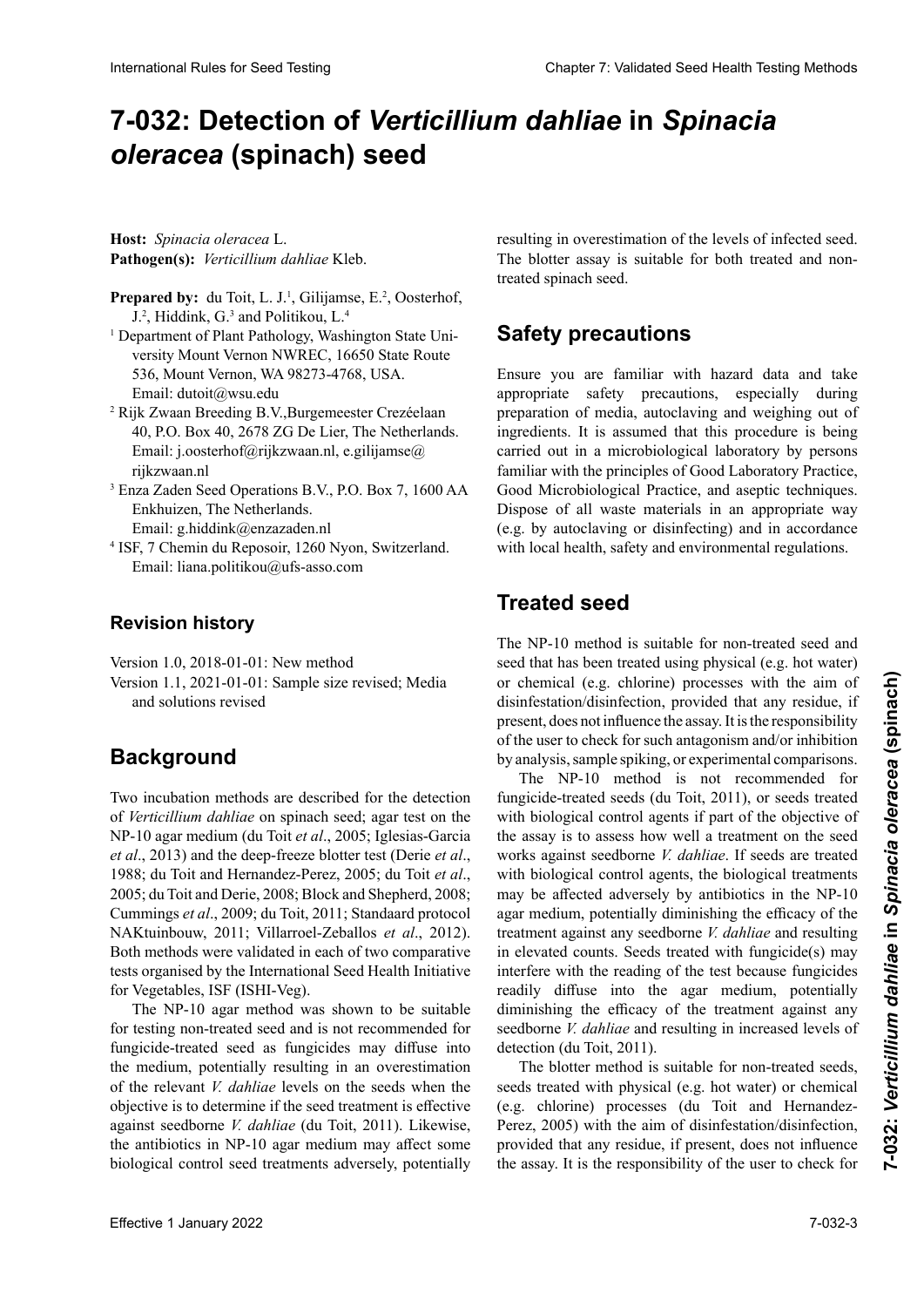# 7-032: Detection of *Verticillium dahliae* in *Spinacia oleracea* (spinach) seed

**Host:** *Spinacia oleracea* L.
**Pathogen(s):** *Verticillium dahliae* Kleb.

**Prepared by:** du Toit, L. J.[1], Gilijamse, E.[2], Oosterhof, J.[2], Hiddink, G.[3] and Politikou, L.[4]

[1] Department of Plant Pathology, Washington State University Mount Vernon NWREC, 16650 State Route 536, Mount Vernon, WA 98273-4768, USA. Email: dutoit@wsu.edu

[2] Rijk Zwaan Breeding B.V.,Burgemeester Crezéelaan 40, P.O. Box 40, 2678 ZG De Lier, The Netherlands. Email: j.oosterhof@rijkzwaan.nl, e.gilijamse@rijkzwaan.nl

[3] Enza Zaden Seed Operations B.V., P.O. Box 7, 1600 AA Enkhuizen, The Netherlands. Email: g.hiddink@enzazaden.nl

[4] ISF, 7 Chemin du Reposoir, 1260 Nyon, Switzerland. Email: liana.politikou@ufs-asso.com

## Revision history

Version 1.0, 2018-01-01: New method

Version 1.1, 2021-01-01: Sample size revised; Media and solutions revised

## Background

Two incubation methods are described for the detection of *Verticillium dahliae* on spinach seed; agar test on the NP-10 agar medium (du Toit *et al*., 2005; Iglesias-Garcia *et al*., 2013) and the deep-freeze blotter test (Derie *et al*., 1988; du Toit and Hernandez-Perez, 2005; du Toit *et al*., 2005; du Toit and Derie, 2008; Block and Shepherd, 2008; Cummings *et al*., 2009; du Toit, 2011; Standaard protocol NAKtuinbouw, 2011; Villarroel-Zeballos *et al*., 2012). Both methods were validated in each of two comparative tests organised by the International Seed Health Initiative for Vegetables, ISF (ISHI-Veg).

The NP-10 agar method was shown to be suitable for testing non-treated seed and is not recommended for fungicide-treated seed as fungicides may diffuse into the medium, potentially resulting in an overestimation of the relevant *V. dahliae* levels on the seeds when the objective is to determine if the seed treatment is effective against seedborne *V. dahliae* (du Toit, 2011). Likewise, the antibiotics in NP-10 agar medium may affect some biological control seed treatments adversely, potentially resulting in overestimation of the levels of infected seed. The blotter assay is suitable for both treated and non-treated spinach seed.

## Safety precautions

Ensure you are familiar with hazard data and take appropriate safety precautions, especially during preparation of media, autoclaving and weighing out of ingredients. It is assumed that this procedure is being carried out in a microbiological laboratory by persons familiar with the principles of Good Laboratory Practice, Good Microbiological Practice, and aseptic techniques. Dispose of all waste materials in an appropriate way (e.g. by autoclaving or disinfecting) and in accordance with local health, safety and environmental regulations.

## Treated seed

The NP-10 method is suitable for non-treated seed and seed that has been treated using physical (e.g. hot water) or chemical (e.g. chlorine) processes with the aim of disinfestation/disinfection, provided that any residue, if present, does not influence the assay. It is the responsibility of the user to check for such antagonism and/or inhibition by analysis, sample spiking, or experimental comparisons.

The NP-10 method is not recommended for fungicide-treated seeds (du Toit, 2011), or seeds treated with biological control agents if part of the objective of the assay is to assess how well a treatment on the seed works against seedborne *V. dahliae*. If seeds are treated with biological control agents, the biological treatments may be affected adversely by antibiotics in the NP-10 agar medium, potentially diminishing the efficacy of the treatment against any seedborne *V. dahliae* and resulting in elevated counts. Seeds treated with fungicide(s) may interfere with the reading of the test because fungicides readily diffuse into the agar medium, potentially diminishing the efficacy of the treatment against any seedborne *V. dahliae* and resulting in increased levels of detection (du Toit, 2011).

The blotter method is suitable for non-treated seeds, seeds treated with physical (e.g. hot water) or chemical (e.g. chlorine) processes (du Toit and Hernandez-Perez, 2005) with the aim of disinfestation/disinfection, provided that any residue, if present, does not influence the assay. It is the responsibility of the user to check for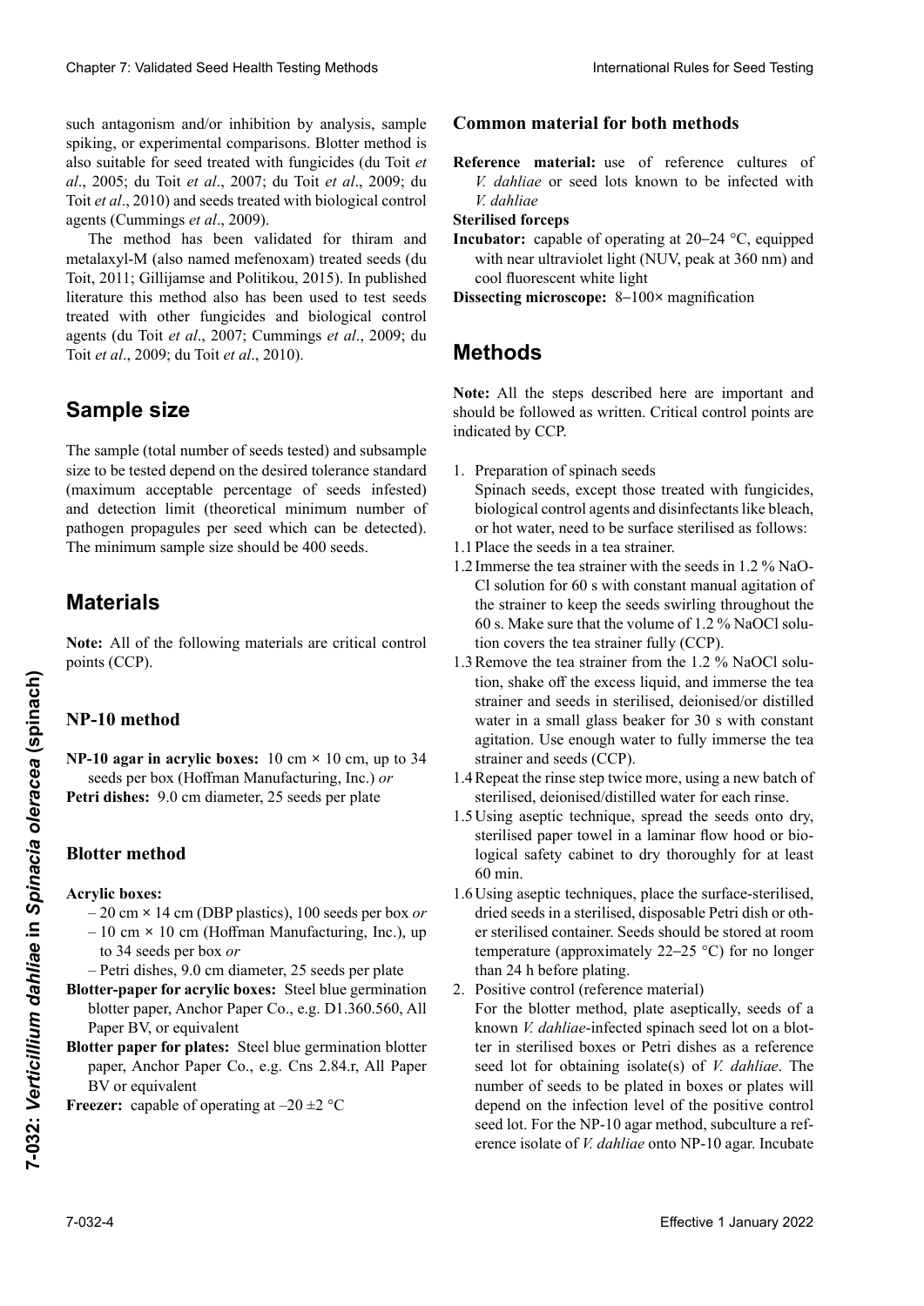such antagonism and/or inhibition by analysis, sample spiking, or experimental comparisons. Blotter method is also suitable for seed treated with fungicides (du Toit *et al*., 2005; du Toit *et al*., 2007; du Toit *et al*., 2009; du Toit *et al*., 2010) and seeds treated with biological control agents (Cummings *et al*., 2009).

The method has been validated for thiram and metalaxyl-M (also named mefenoxam) treated seeds (du Toit, 2011; Gillijamse and Politikou, 2015). In published literature this method also has been used to test seeds treated with other fungicides and biological control agents (du Toit *et al*., 2007; Cummings *et al*., 2009; du Toit *et al*., 2009; du Toit *et al*., 2010).

# Sample size

The sample (total number of seeds tested) and subsample size to be tested depend on the desired tolerance standard (maximum acceptable percentage of seeds infested) and detection limit (theoretical minimum number of pathogen propagules per seed which can be detected). The minimum sample size should be 400 seeds.

# Materials

**Note:** All of the following materials are critical control points (CCP).

## NP-10 method

**NP-10 agar in acrylic boxes:** 10 cm × 10 cm, up to 34 seeds per box (Hoffman Manufacturing, Inc.) *or*

**Petri dishes:** 9.0 cm diameter, 25 seeds per plate

## Blotter method

**Acrylic boxes:**

- 20 cm × 14 cm (DBP plastics), 100 seeds per box *or*
- 10 cm × 10 cm (Hoffman Manufacturing, Inc.), up to 34 seeds per box *or*
- Petri dishes, 9.0 cm diameter, 25 seeds per plate

**Blotter-paper for acrylic boxes:** Steel blue germination blotter paper, Anchor Paper Co., e.g. D1.360.560, All Paper BV, or equivalent

**Blotter paper for plates:** Steel blue germination blotter paper, Anchor Paper Co., e.g. Cns 2.84.r, All Paper BV or equivalent

**Freezer:** capable of operating at –20 ±2 °C

## Common material for both methods

**Reference material:** use of reference cultures of *V. dahliae* or seed lots known to be infected with *V. dahliae*

**Sterilised forceps**

**Incubator:** capable of operating at 20–24 °C, equipped with near ultraviolet light (NUV, peak at 360 nm) and cool fluorescent white light

**Dissecting microscope:** 8–100× magnification

# Methods

**Note:** All the steps described here are important and should be followed as written. Critical control points are indicated by CCP.

1. Preparation of spinach seeds
   Spinach seeds, except those treated with fungicides, biological control agents and disinfectants like bleach, or hot water, need to be surface sterilised as follows:

1.1 Place the seeds in a tea strainer.

1.2 Immerse the tea strainer with the seeds in 1.2 % NaOCl solution for 60 s with constant manual agitation of the strainer to keep the seeds swirling throughout the 60 s. Make sure that the volume of 1.2 % NaOCl solution covers the tea strainer fully (CCP).

1.3 Remove the tea strainer from the 1.2 % NaOCl solution, shake off the excess liquid, and immerse the tea strainer and seeds in sterilised, deionised/or distilled water in a small glass beaker for 30 s with constant agitation. Use enough water to fully immerse the tea strainer and seeds (CCP).

1.4 Repeat the rinse step twice more, using a new batch of sterilised, deionised/distilled water for each rinse.

1.5 Using aseptic technique, spread the seeds onto dry, sterilised paper towel in a laminar flow hood or biological safety cabinet to dry thoroughly for at least 60 min.

1.6 Using aseptic techniques, place the surface-sterilised, dried seeds in a sterilised, disposable Petri dish or other sterilised container. Seeds should be stored at room temperature (approximately 22–25 °C) for no longer than 24 h before plating.

2. Positive control (reference material)
   For the blotter method, plate aseptically, seeds of a known *V. dahliae*-infected spinach seed lot on a blotter in sterilised boxes or Petri dishes as a reference seed lot for obtaining isolate(s) of *V. dahliae*. The number of seeds to be plated in boxes or plates will depend on the infection level of the positive control seed lot. For the NP-10 agar method, subculture a reference isolate of *V. dahliae* onto NP-10 agar. Incubate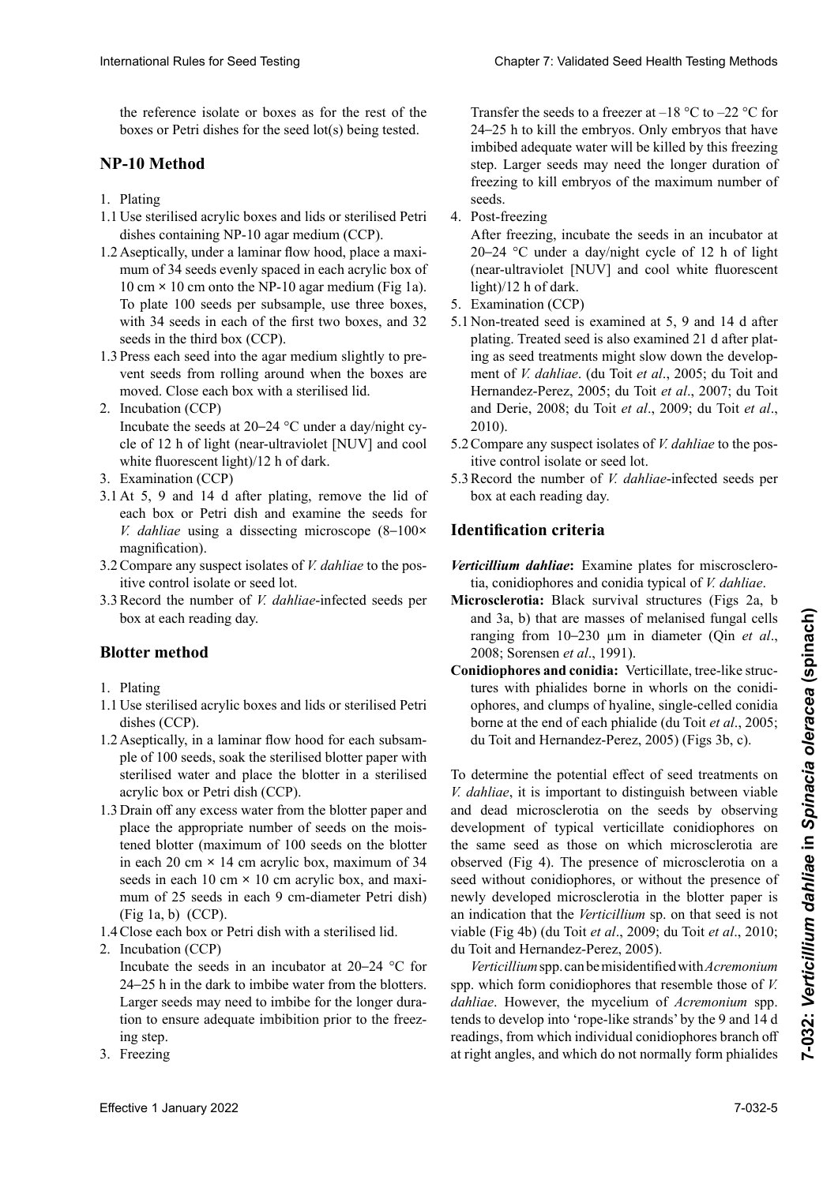the reference isolate or boxes as for the rest of the boxes or Petri dishes for the seed lot(s) being tested.

## NP-10 Method

1. Plating

1.1 Use sterilised acrylic boxes and lids or sterilised Petri dishes containing NP-10 agar medium (CCP).

1.2 Aseptically, under a laminar flow hood, place a maximum of 34 seeds evenly spaced in each acrylic box of 10 cm × 10 cm onto the NP-10 agar medium (Fig 1a). To plate 100 seeds per subsample, use three boxes, with 34 seeds in each of the first two boxes, and 32 seeds in the third box (CCP).

1.3 Press each seed into the agar medium slightly to prevent seeds from rolling around when the boxes are moved. Close each box with a sterilised lid.

2. Incubation (CCP)

   Incubate the seeds at 20–24 °C under a day/night cycle of 12 h of light (near-ultraviolet [NUV] and cool white fluorescent light)/12 h of dark.

3. Examination (CCP)

3.1 At 5, 9 and 14 d after plating, remove the lid of each box or Petri dish and examine the seeds for *V. dahliae* using a dissecting microscope (8–100× magnification).

3.2 Compare any suspect isolates of *V. dahliae* to the positive control isolate or seed lot.

3.3 Record the number of *V. dahliae*-infected seeds per box at each reading day.

## Blotter method

1. Plating

1.1 Use sterilised acrylic boxes and lids or sterilised Petri dishes (CCP).

1.2 Aseptically, in a laminar flow hood for each subsample of 100 seeds, soak the sterilised blotter paper with sterilised water and place the blotter in a sterilised acrylic box or Petri dish (CCP).

1.3 Drain off any excess water from the blotter paper and place the appropriate number of seeds on the moistened blotter (maximum of 100 seeds on the blotter in each 20 cm × 14 cm acrylic box, maximum of 34 seeds in each 10 cm × 10 cm acrylic box, and maximum of 25 seeds in each 9 cm-diameter Petri dish) (Fig 1a, b) (CCP).

1.4 Close each box or Petri dish with a sterilised lid.

2. Incubation (CCP)

   Incubate the seeds in an incubator at 20–24 °C for 24–25 h in the dark to imbibe water from the blotters. Larger seeds may need to imbibe for the longer duration to ensure adequate imbibition prior to the freezing step.

3. Freezing

   Transfer the seeds to a freezer at –18 °C to –22 °C for 24–25 h to kill the embryos. Only embryos that have imbibed adequate water will be killed by this freezing step. Larger seeds may need the longer duration of freezing to kill embryos of the maximum number of seeds.

4. Post-freezing

   After freezing, incubate the seeds in an incubator at 20–24 °C under a day/night cycle of 12 h of light (near-ultraviolet [NUV] and cool white fluorescent light)/12 h of dark.

5. Examination (CCP)

5.1 Non-treated seed is examined at 5, 9 and 14 d after plating. Treated seed is also examined 21 d after plating as seed treatments might slow down the development of *V. dahliae*. (du Toit *et al*., 2005; du Toit and Hernandez-Perez, 2005; du Toit *et al*., 2007; du Toit and Derie, 2008; du Toit *et al*., 2009; du Toit *et al*., 2010).

5.2 Compare any suspect isolates of *V. dahliae* to the positive control isolate or seed lot.

5.3 Record the number of *V. dahliae*-infected seeds per box at each reading day.

## Identification criteria

***Verticillium dahliae*:** Examine plates for miscrosclerotia, conidiophores and conidia typical of *V. dahliae*.

**Microsclerotia:** Black survival structures (Figs 2a, b and 3a, b) that are masses of melanised fungal cells ranging from 10–230 µm in diameter (Qin *et al*., 2008; Sorensen *et al*., 1991).

**Conidiophores and conidia:** Verticillate, tree-like structures with phialides borne in whorls on the conidiophores, and clumps of hyaline, single-celled conidia borne at the end of each phialide (du Toit *et al*., 2005; du Toit and Hernandez-Perez, 2005) (Figs 3b, c).

To determine the potential effect of seed treatments on *V. dahliae*, it is important to distinguish between viable and dead microsclerotia on the seeds by observing development of typical verticillate conidiophores on the same seed as those on which microsclerotia are observed (Fig 4). The presence of microsclerotia on a seed without conidiophores, or without the presence of newly developed microsclerotia in the blotter paper is an indication that the *Verticillium* sp. on that seed is not viable (Fig 4b) (du Toit *et al*., 2009; du Toit *et al*., 2010; du Toit and Hernandez-Perez, 2005).

*Verticillium* spp. can be misidentified with *Acremonium* spp. which form conidiophores that resemble those of *V. dahliae*. However, the mycelium of *Acremonium* spp. tends to develop into 'rope-like strands' by the 9 and 14 d readings, from which individual conidiophores branch off at right angles, and which do not normally form phialides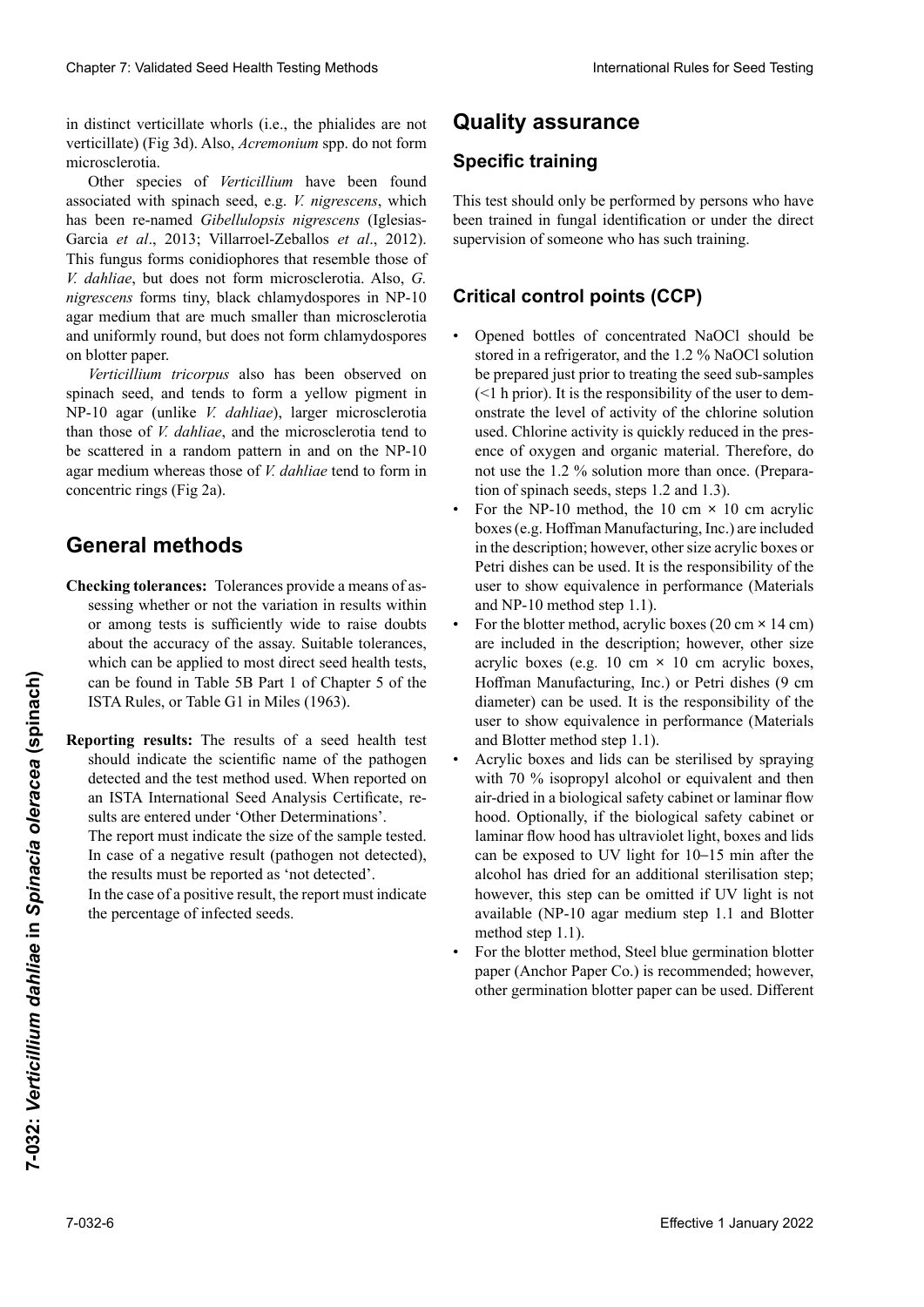in distinct verticillate whorls (i.e., the phialides are not verticillate) (Fig 3d). Also, *Acremonium* spp. do not form microsclerotia.

Other species of *Verticillium* have been found associated with spinach seed, e.g. *V. nigrescens*, which has been re-named *Gibellulopsis nigrescens* (Iglesias-Garcia *et al*., 2013; Villarroel-Zeballos *et al*., 2012). This fungus forms conidiophores that resemble those of *V. dahliae*, but does not form microsclerotia. Also, *G. nigrescens* forms tiny, black chlamydospores in NP-10 agar medium that are much smaller than microsclerotia and uniformly round, but does not form chlamydospores on blotter paper.

*Verticillium tricorpus* also has been observed on spinach seed, and tends to form a yellow pigment in NP-10 agar (unlike *V. dahliae*), larger microsclerotia than those of *V. dahliae*, and the microsclerotia tend to be scattered in a random pattern in and on the NP-10 agar medium whereas those of *V. dahliae* tend to form in concentric rings (Fig 2a).

# General methods

**Checking tolerances:** Tolerances provide a means of assessing whether or not the variation in results within or among tests is sufficiently wide to raise doubts about the accuracy of the assay. Suitable tolerances, which can be applied to most direct seed health tests, can be found in Table 5B Part 1 of Chapter 5 of the ISTA Rules, or Table G1 in Miles (1963).

**Reporting results:** The results of a seed health test should indicate the scientific name of the pathogen detected and the test method used. When reported on an ISTA International Seed Analysis Certificate, results are entered under 'Other Determinations'.

The report must indicate the size of the sample tested. In case of a negative result (pathogen not detected), the results must be reported as 'not detected'.

In the case of a positive result, the report must indicate the percentage of infected seeds.

# Quality assurance

## Specific training

This test should only be performed by persons who have been trained in fungal identification or under the direct supervision of someone who has such training.

## Critical control points (CCP)

- Opened bottles of concentrated NaOCl should be stored in a refrigerator, and the 1.2 % NaOCl solution be prepared just prior to treating the seed sub-samples (<1 h prior). It is the responsibility of the user to demonstrate the level of activity of the chlorine solution used. Chlorine activity is quickly reduced in the presence of oxygen and organic material. Therefore, do not use the 1.2 % solution more than once. (Preparation of spinach seeds, steps 1.2 and 1.3).
- For the NP-10 method, the 10 cm × 10 cm acrylic boxes (e.g. Hoffman Manufacturing, Inc.) are included in the description; however, other size acrylic boxes or Petri dishes can be used. It is the responsibility of the user to show equivalence in performance (Materials and NP-10 method step 1.1).
- For the blotter method, acrylic boxes (20 cm × 14 cm) are included in the description; however, other size acrylic boxes (e.g. 10 cm × 10 cm acrylic boxes, Hoffman Manufacturing, Inc.) or Petri dishes (9 cm diameter) can be used. It is the responsibility of the user to show equivalence in performance (Materials and Blotter method step 1.1).
- Acrylic boxes and lids can be sterilised by spraying with 70 % isopropyl alcohol or equivalent and then air-dried in a biological safety cabinet or laminar flow hood. Optionally, if the biological safety cabinet or laminar flow hood has ultraviolet light, boxes and lids can be exposed to UV light for 10–15 min after the alcohol has dried for an additional sterilisation step; however, this step can be omitted if UV light is not available (NP-10 agar medium step 1.1 and Blotter method step 1.1).
- For the blotter method, Steel blue germination blotter paper (Anchor Paper Co.) is recommended; however, other germination blotter paper can be used. Different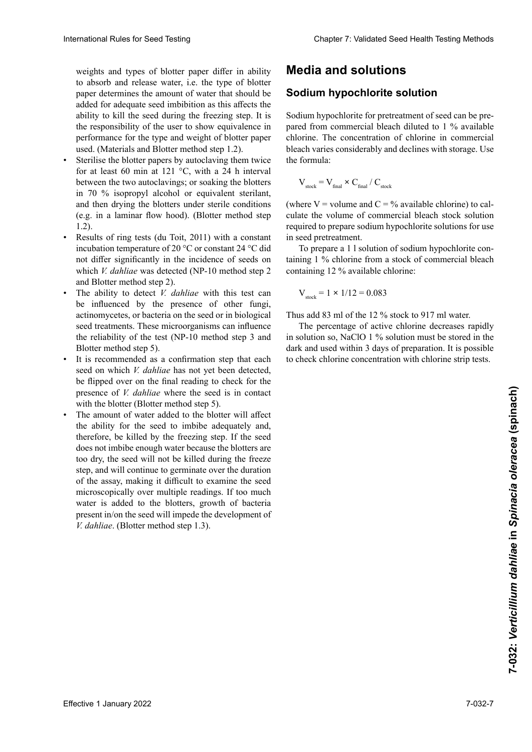weights and types of blotter paper differ in ability to absorb and release water, i.e. the type of blotter paper determines the amount of water that should be added for adequate seed imbibition as this affects the ability to kill the seed during the freezing step. It is the responsibility of the user to show equivalence in performance for the type and weight of blotter paper used. (Materials and Blotter method step 1.2).

- Sterilise the blotter papers by autoclaving them twice for at least 60 min at 121 °C, with a 24 h interval between the two autoclavings; or soaking the blotters in 70 % isopropyl alcohol or equivalent sterilant, and then drying the blotters under sterile conditions (e.g. in a laminar flow hood). (Blotter method step 1.2).
- Results of ring tests (du Toit, 2011) with a constant incubation temperature of 20 °C or constant 24 °C did not differ significantly in the incidence of seeds on which *V. dahliae* was detected (NP-10 method step 2 and Blotter method step 2).
- The ability to detect *V. dahliae* with this test can be influenced by the presence of other fungi, actinomycetes, or bacteria on the seed or in biological seed treatments. These microorganisms can influence the reliability of the test (NP-10 method step 3 and Blotter method step 5).
- It is recommended as a confirmation step that each seed on which *V. dahliae* has not yet been detected, be flipped over on the final reading to check for the presence of *V. dahliae* where the seed is in contact with the blotter (Blotter method step 5).
- The amount of water added to the blotter will affect the ability for the seed to imbibe adequately and, therefore, be killed by the freezing step. If the seed does not imbibe enough water because the blotters are too dry, the seed will not be killed during the freeze step, and will continue to germinate over the duration of the assay, making it difficult to examine the seed microscopically over multiple readings. If too much water is added to the blotters, growth of bacteria present in/on the seed will impede the development of *V. dahliae*. (Blotter method step 1.3).

# Media and solutions

## Sodium hypochlorite solution

Sodium hypochlorite for pretreatment of seed can be prepared from commercial bleach diluted to 1 % available chlorine. The concentration of chlorine in commercial bleach varies considerably and declines with storage. Use the formula:

$$V_{stock} = V_{final} \times C_{final} / C_{stock}$$

(where V = volume and C = % available chlorine) to calculate the volume of commercial bleach stock solution required to prepare sodium hypochlorite solutions for use in seed pretreatment.

To prepare a 1 l solution of sodium hypochlorite containing 1 % chlorine from a stock of commercial bleach containing 12 % available chlorine:

$$V_{stock} = 1 \times 1/12 = 0.083$$

Thus add 83 ml of the 12 % stock to 917 ml water.

The percentage of active chlorine decreases rapidly in solution so, NaClO 1 % solution must be stored in the dark and used within 3 days of preparation. It is possible to check chlorine concentration with chlorine strip tests.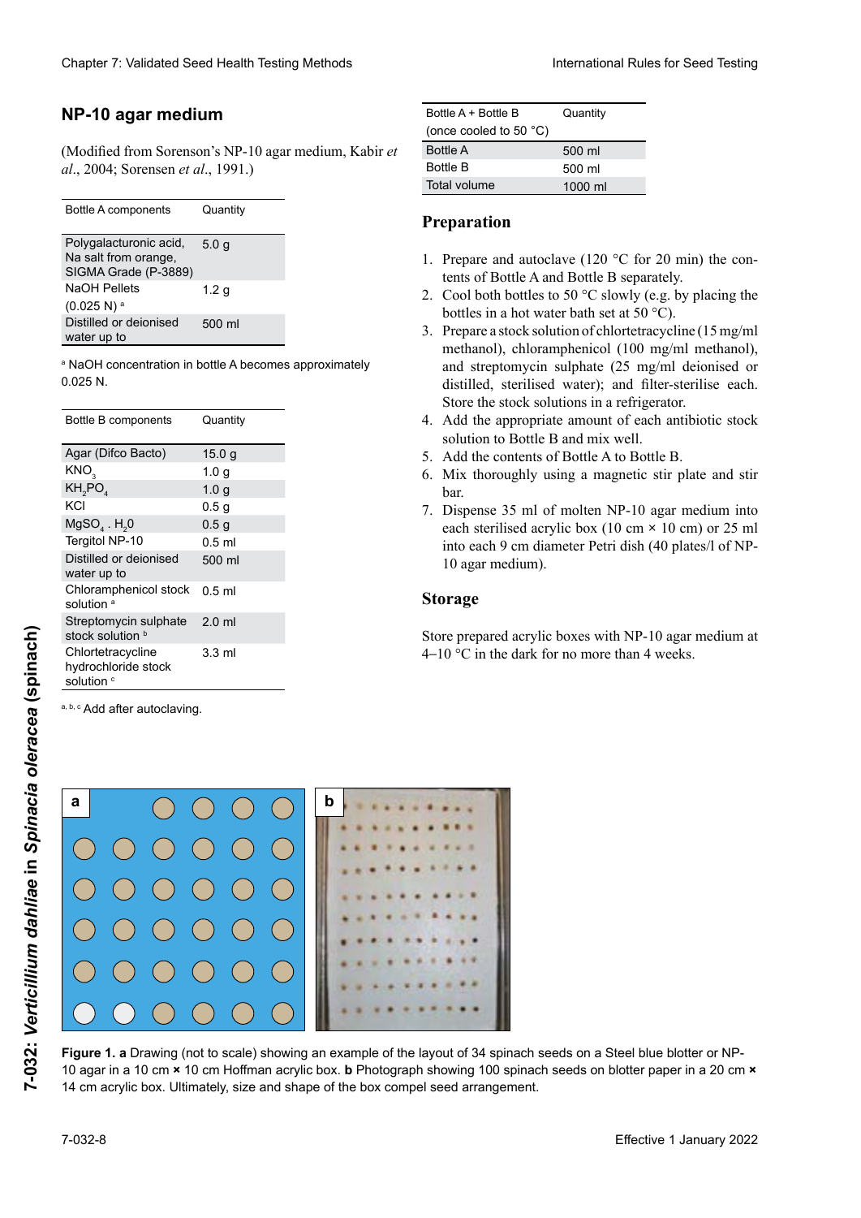## NP-10 agar medium

(Modified from Sorenson's NP-10 agar medium, Kabir *et al*., 2004; Sorensen *et al*., 1991.)

| Bottle A components | Quantity |
|---|---|
| Polygalacturonic acid, Na salt from orange, SIGMA Grade (P-3889) | 5.0 g |
| NaOH Pellets (0.025 N) [a] | 1.2 g |
| Distilled or deionised water up to | 500 ml |

[a] NaOH concentration in bottle A becomes approximately 0.025 N.

| Bottle B components | Quantity |
|---|---|
| Agar (Difco Bacto) | 15.0 g |
| $KNO_3$ | 1.0 g |
| $KH_2PO_4$ | 1.0 g |
| KCl | 0.5 g |
| $MgSO_4 \cdot H_20$ | 0.5 g |
| Tergitol NP-10 | 0.5 ml |
| Distilled or deionised water up to | 500 ml |
| Chloramphenicol stock solution [a] | 0.5 ml |
| Streptomycin sulphate stock solution [b] | 2.0 ml |
| Chlortetracycline hydrochloride stock solution [c] | 3.3 ml |

[a, b, c] Add after autoclaving.

| Bottle A + Bottle B (once cooled to 50 °C) | Quantity |
|---|---|
| Bottle A | 500 ml |
| Bottle B | 500 ml |
| Total volume | 1000 ml |

### Preparation

1. Prepare and autoclave (120 °C for 20 min) the contents of Bottle A and Bottle B separately.
2. Cool both bottles to 50 °C slowly (e.g. by placing the bottles in a hot water bath set at 50 °C).
3. Prepare a stock solution of chlortetracycline (15 mg/ml methanol), chloramphenicol (100 mg/ml methanol), and streptomycin sulphate (25 mg/ml deionised or distilled, sterilised water); and filter-sterilise each. Store the stock solutions in a refrigerator.
4. Add the appropriate amount of each antibiotic stock solution to Bottle B and mix well.
5. Add the contents of Bottle A to Bottle B.
6. Mix thoroughly using a magnetic stir plate and stir bar.
7. Dispense 35 ml of molten NP-10 agar medium into each sterilised acrylic box (10 cm × 10 cm) or 25 ml into each 9 cm diameter Petri dish (40 plates/l of NP-10 agar medium).

### Storage

Store prepared acrylic boxes with NP-10 agar medium at 4–10 °C in the dark for no more than 4 weeks.

**Figure 1. a** Drawing (not to scale) showing an example of the layout of 34 spinach seeds on a Steel blue blotter or NP-10 agar in a 10 cm × 10 cm Hoffman acrylic box. **b** Photograph showing 100 spinach seeds on blotter paper in a 20 cm × 14 cm acrylic box. Ultimately, size and shape of the box compel seed arrangement.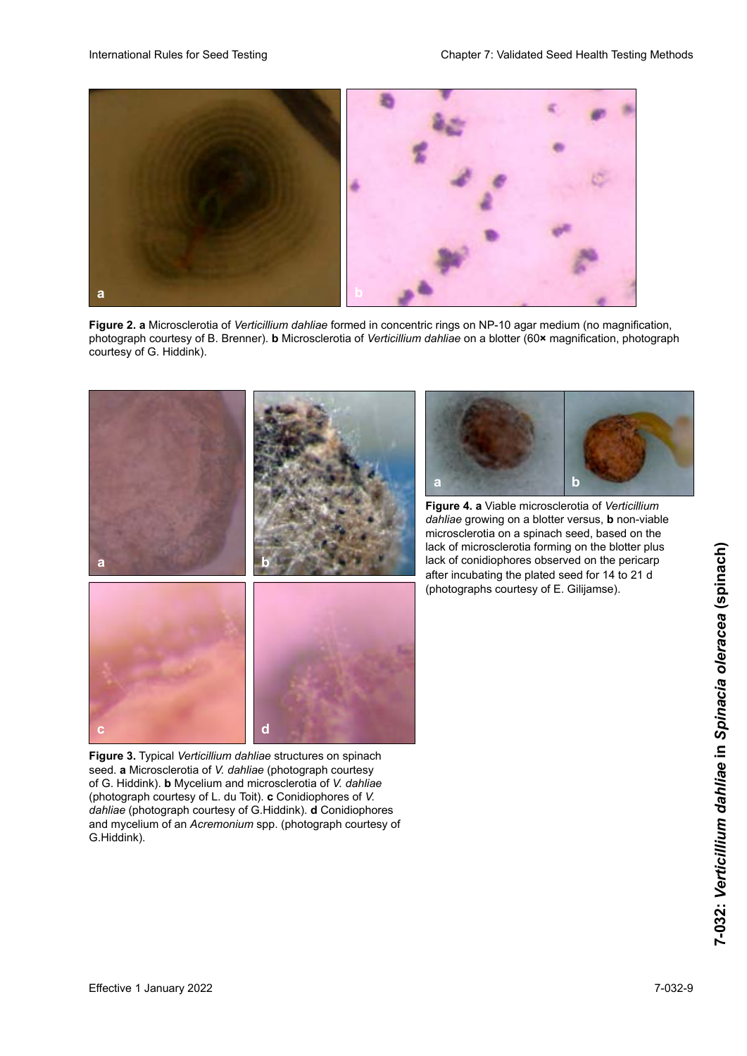**Figure 2. a** Microsclerotia of *Verticillium dahliae* formed in concentric rings on NP-10 agar medium (no magnification, photograph courtesy of B. Brenner). **b** Microsclerotia of *Verticillium dahliae* on a blotter (60× magnification, photograph courtesy of G. Hiddink).

**Figure 3.** Typical *Verticillium dahliae* structures on spinach seed. **a** Microsclerotia of *V. dahliae* (photograph courtesy of G. Hiddink). **b** Mycelium and microsclerotia of *V. dahliae* (photograph courtesy of L. du Toit). **c** Conidiophores of *V. dahliae* (photograph courtesy of G.Hiddink). **d** Conidiophores and mycelium of an *Acremonium* spp. (photograph courtesy of G.Hiddink).

**Figure 4. a** Viable microsclerotia of *Verticillium dahliae* growing on a blotter versus, **b** non-viable microsclerotia on a spinach seed, based on the lack of microsclerotia forming on the blotter plus lack of conidiophores observed on the pericarp after incubating the plated seed for 14 to 21 d (photographs courtesy of E. Gilijamse).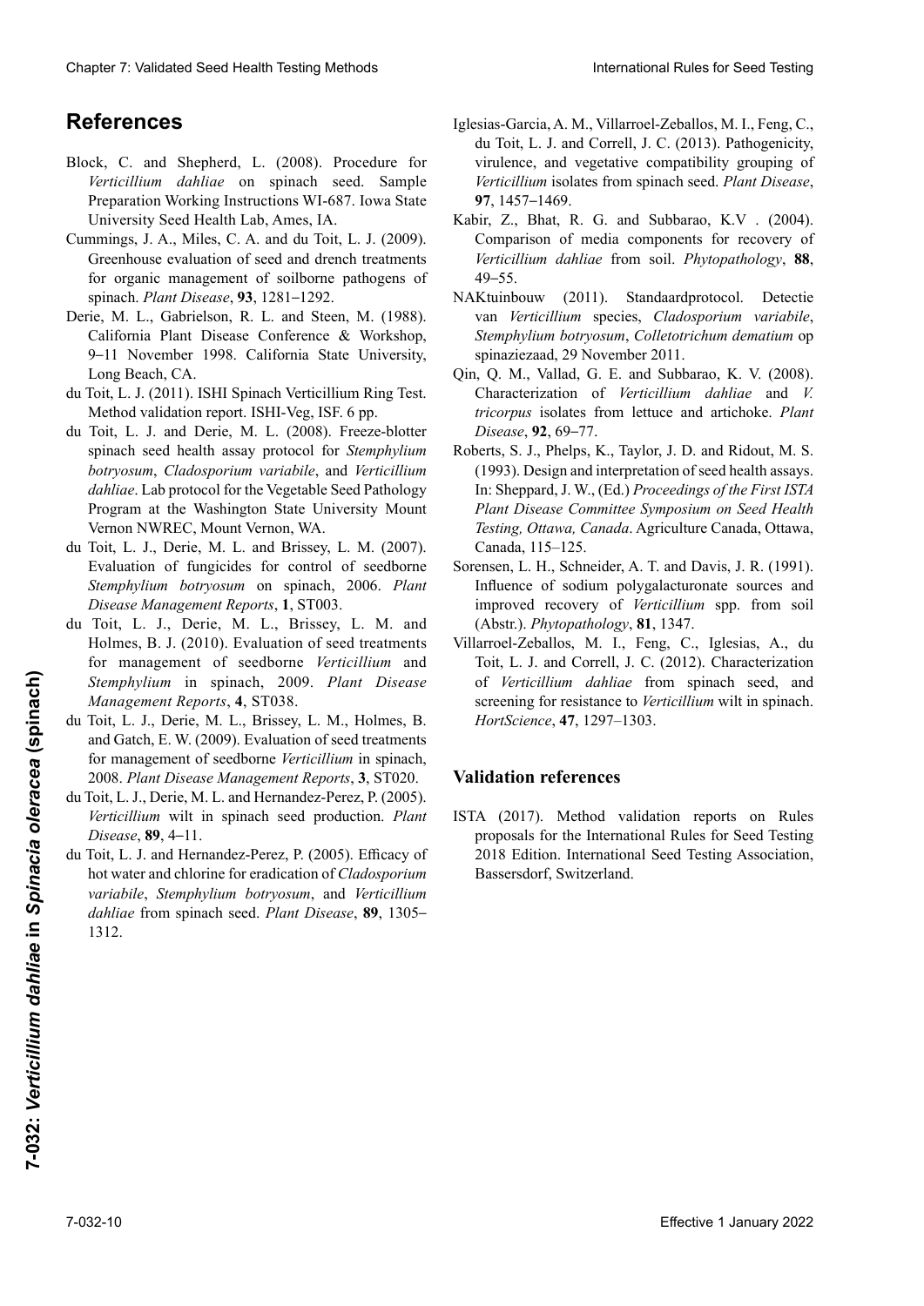# References

Block, C. and Shepherd, L. (2008). Procedure for *Verticillium dahliae* on spinach seed. Sample Preparation Working Instructions WI-687. Iowa State University Seed Health Lab, Ames, IA.

Cummings, J. A., Miles, C. A. and du Toit, L. J. (2009). Greenhouse evaluation of seed and drench treatments for organic management of soilborne pathogens of spinach. *Plant Disease*, **93**, 1281–1292.

Derie, M. L., Gabrielson, R. L. and Steen, M. (1988). California Plant Disease Conference & Workshop, 9–11 November 1998. California State University, Long Beach, CA.

du Toit, L. J. (2011). ISHI Spinach Verticillium Ring Test. Method validation report. ISHI-Veg, ISF. 6 pp.

du Toit, L. J. and Derie, M. L. (2008). Freeze-blotter spinach seed health assay protocol for *Stemphylium botryosum*, *Cladosporium variabile*, and *Verticillium dahliae*. Lab protocol for the Vegetable Seed Pathology Program at the Washington State University Mount Vernon NWREC, Mount Vernon, WA.

du Toit, L. J., Derie, M. L. and Brissey, L. M. (2007). Evaluation of fungicides for control of seedborne *Stemphylium botryosum* on spinach, 2006. *Plant Disease Management Reports*, **1**, ST003.

du Toit, L. J., Derie, M. L., Brissey, L. M. and Holmes, B. J. (2010). Evaluation of seed treatments for management of seedborne *Verticillium* and *Stemphylium* in spinach, 2009. *Plant Disease Management Reports*, **4**, ST038.

du Toit, L. J., Derie, M. L., Brissey, L. M., Holmes, B. and Gatch, E. W. (2009). Evaluation of seed treatments for management of seedborne *Verticillium* in spinach, 2008. *Plant Disease Management Reports*, **3**, ST020.

du Toit, L. J., Derie, M. L. and Hernandez-Perez, P. (2005). *Verticillium* wilt in spinach seed production. *Plant Disease*, **89**, 4–11.

du Toit, L. J. and Hernandez-Perez, P. (2005). Efficacy of hot water and chlorine for eradication of *Cladosporium variabile*, *Stemphylium botryosum*, and *Verticillium dahliae* from spinach seed. *Plant Disease*, **89**, 1305–1312.

Iglesias-Garcia, A. M., Villarroel-Zeballos, M. I., Feng, C., du Toit, L. J. and Correll, J. C. (2013). Pathogenicity, virulence, and vegetative compatibility grouping of *Verticillium* isolates from spinach seed. *Plant Disease*, **97**, 1457–1469.

Kabir, Z., Bhat, R. G. and Subbarao, K.V . (2004). Comparison of media components for recovery of *Verticillium dahliae* from soil. *Phytopathology*, **88**, 49–55.

NAKtuinbouw (2011). Standaardprotocol. Detectie van *Verticillium* species, *Cladosporium variabile*, *Stemphylium botryosum*, *Colletotrichum dematium* op spinaziezaad, 29 November 2011.

Qin, Q. M., Vallad, G. E. and Subbarao, K. V. (2008). Characterization of *Verticillium dahliae* and *V. tricorpus* isolates from lettuce and artichoke. *Plant Disease*, **92**, 69–77.

Roberts, S. J., Phelps, K., Taylor, J. D. and Ridout, M. S. (1993). Design and interpretation of seed health assays. In: Sheppard, J. W., (Ed.) *Proceedings of the First ISTA Plant Disease Committee Symposium on Seed Health Testing, Ottawa, Canada*. Agriculture Canada, Ottawa, Canada, 115–125.

Sorensen, L. H., Schneider, A. T. and Davis, J. R. (1991). Influence of sodium polygalacturonate sources and improved recovery of *Verticillium* spp. from soil (Abstr.). *Phytopathology*, **81**, 1347.

Villarroel-Zeballos, M. I., Feng, C., Iglesias, A., du Toit, L. J. and Correll, J. C. (2012). Characterization of *Verticillium dahliae* from spinach seed, and screening for resistance to *Verticillium* wilt in spinach. *HortScience*, **47**, 1297–1303.

## Validation references

ISTA (2017). Method validation reports on Rules proposals for the International Rules for Seed Testing 2018 Edition. International Seed Testing Association, Bassersdorf, Switzerland.